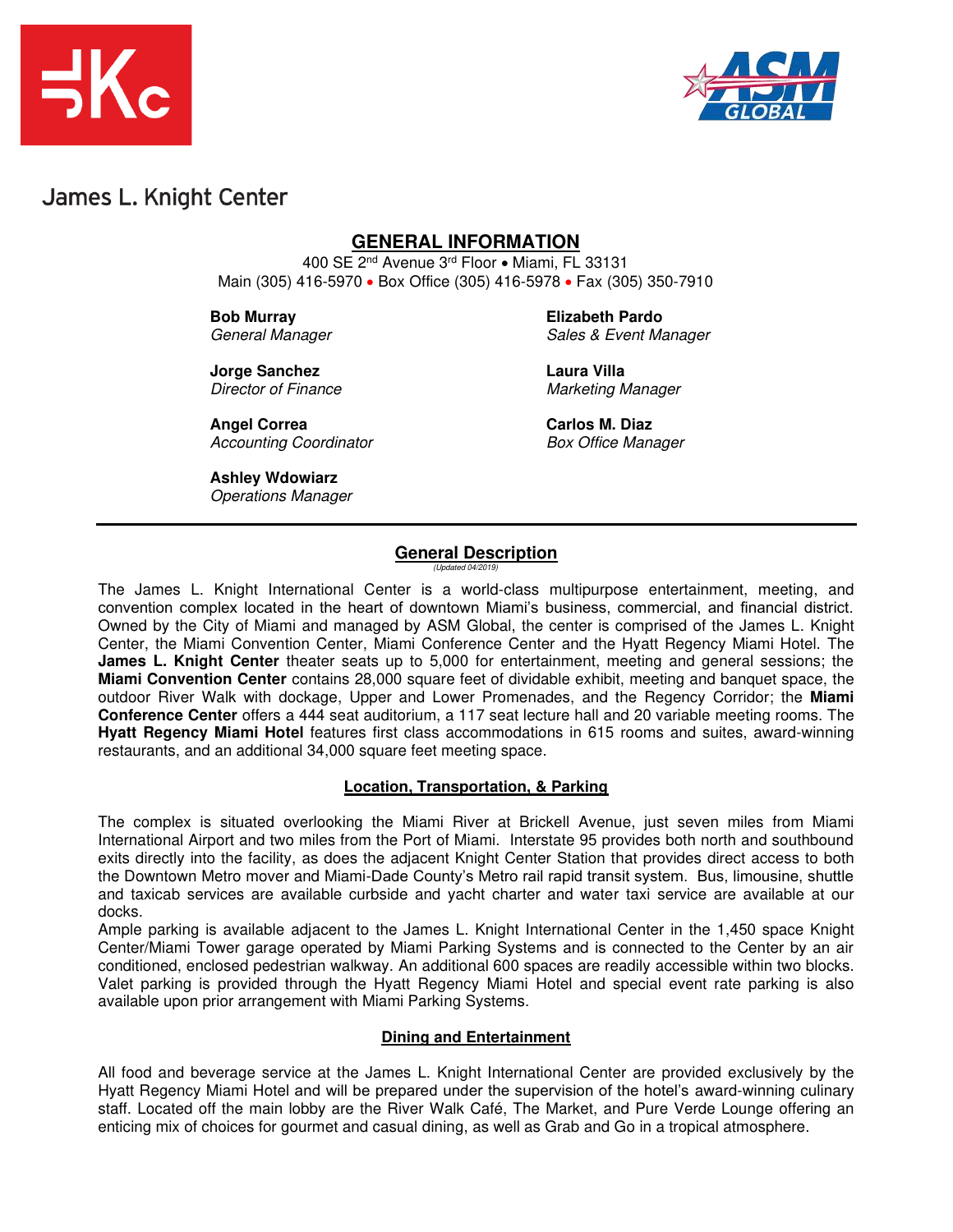James L. Knight Center

# GENERAL INFORMATION

400 SE 2nd Avenue 3rd Floor • Miami, FL 33131
Main (305) 416-5970 • Box Office (305) 416-5978 • Fax (305) 350-7910

**Bob Murray**
*General Manager*

**Jorge Sanchez**
*Director of Finance*

**Angel Correa**
*Accounting Coordinator*

**Ashley Wdowiarz**
*Operations Manager*

**Elizabeth Pardo**
*Sales & Event Manager*

**Laura Villa**
*Marketing Manager*

**Carlos M. Diaz**
*Box Office Manager*

---

## General Description

*(Updated 04/2019)*

The James L. Knight International Center is a world-class multipurpose entertainment, meeting, and convention complex located in the heart of downtown Miami's business, commercial, and financial district. Owned by the City of Miami and managed by ASM Global, the center is comprised of the James L. Knight Center, the Miami Convention Center, Miami Conference Center and the Hyatt Regency Miami Hotel. The **James L. Knight Center** theater seats up to 5,000 for entertainment, meeting and general sessions; the **Miami Convention Center** contains 28,000 square feet of dividable exhibit, meeting and banquet space, the outdoor River Walk with dockage, Upper and Lower Promenades, and the Regency Corridor; the **Miami Conference Center** offers a 444 seat auditorium, a 117 seat lecture hall and 20 variable meeting rooms. The **Hyatt Regency Miami Hotel** features first class accommodations in 615 rooms and suites, award-winning restaurants, and an additional 34,000 square feet meeting space.

## Location, Transportation, & Parking

The complex is situated overlooking the Miami River at Brickell Avenue, just seven miles from Miami International Airport and two miles from the Port of Miami. Interstate 95 provides both north and southbound exits directly into the facility, as does the adjacent Knight Center Station that provides direct access to both the Downtown Metro mover and Miami-Dade County's Metro rail rapid transit system. Bus, limousine, shuttle and taxicab services are available curbside and yacht charter and water taxi service are available at our docks.

Ample parking is available adjacent to the James L. Knight International Center in the 1,450 space Knight Center/Miami Tower garage operated by Miami Parking Systems and is connected to the Center by an air conditioned, enclosed pedestrian walkway. An additional 600 spaces are readily accessible within two blocks. Valet parking is provided through the Hyatt Regency Miami Hotel and special event rate parking is also available upon prior arrangement with Miami Parking Systems.

## Dining and Entertainment

All food and beverage service at the James L. Knight International Center are provided exclusively by the Hyatt Regency Miami Hotel and will be prepared under the supervision of the hotel's award-winning culinary staff. Located off the main lobby are the River Walk Café, The Market, and Pure Verde Lounge offering an enticing mix of choices for gourmet and casual dining, as well as Grab and Go in a tropical atmosphere.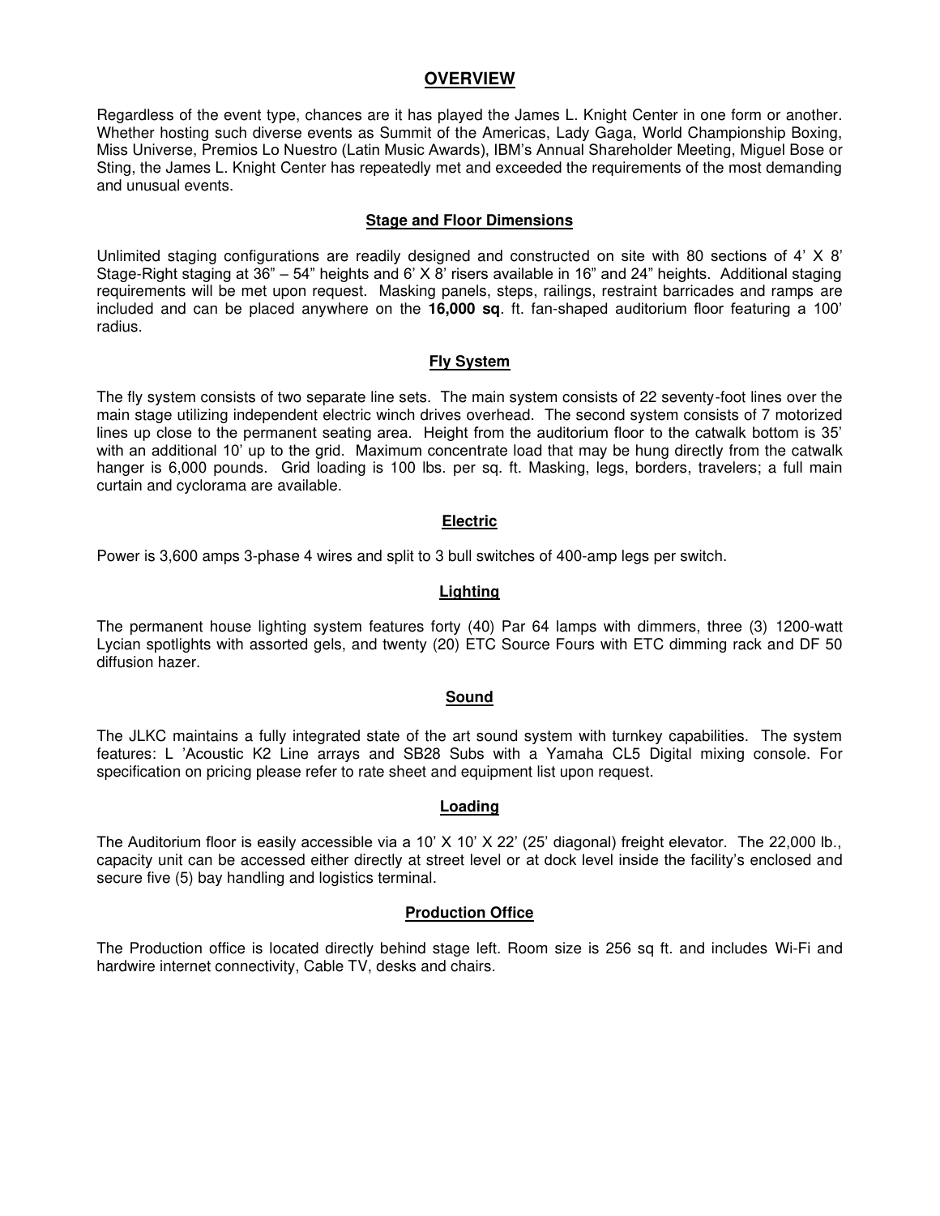## OVERVIEW

Regardless of the event type, chances are it has played the James L. Knight Center in one form or another. Whether hosting such diverse events as Summit of the Americas, Lady Gaga, World Championship Boxing, Miss Universe, Premios Lo Nuestro (Latin Music Awards), IBM's Annual Shareholder Meeting, Miguel Bose or Sting, the James L. Knight Center has repeatedly met and exceeded the requirements of the most demanding and unusual events.

### Stage and Floor Dimensions

Unlimited staging configurations are readily designed and constructed on site with 80 sections of 4' X 8' Stage-Right staging at 36" – 54" heights and 6' X 8' risers available in 16" and 24" heights. Additional staging requirements will be met upon request. Masking panels, steps, railings, restraint barricades and ramps are included and can be placed anywhere on the **16,000 sq**. ft. fan-shaped auditorium floor featuring a 100' radius.

### Fly System

The fly system consists of two separate line sets. The main system consists of 22 seventy-foot lines over the main stage utilizing independent electric winch drives overhead. The second system consists of 7 motorized lines up close to the permanent seating area. Height from the auditorium floor to the catwalk bottom is 35' with an additional 10' up to the grid. Maximum concentrate load that may be hung directly from the catwalk hanger is 6,000 pounds. Grid loading is 100 lbs. per sq. ft. Masking, legs, borders, travelers; a full main curtain and cyclorama are available.

### Electric

Power is 3,600 amps 3-phase 4 wires and split to 3 bull switches of 400-amp legs per switch.

### Lighting

The permanent house lighting system features forty (40) Par 64 lamps with dimmers, three (3) 1200-watt Lycian spotlights with assorted gels, and twenty (20) ETC Source Fours with ETC dimming rack and DF 50 diffusion hazer.

### Sound

The JLKC maintains a fully integrated state of the art sound system with turnkey capabilities. The system features: L 'Acoustic K2 Line arrays and SB28 Subs with a Yamaha CL5 Digital mixing console. For specification on pricing please refer to rate sheet and equipment list upon request.

### Loading

The Auditorium floor is easily accessible via a 10' X 10' X 22' (25' diagonal) freight elevator. The 22,000 lb., capacity unit can be accessed either directly at street level or at dock level inside the facility's enclosed and secure five (5) bay handling and logistics terminal.

### Production Office

The Production office is located directly behind stage left. Room size is 256 sq ft. and includes Wi-Fi and hardwire internet connectivity, Cable TV, desks and chairs.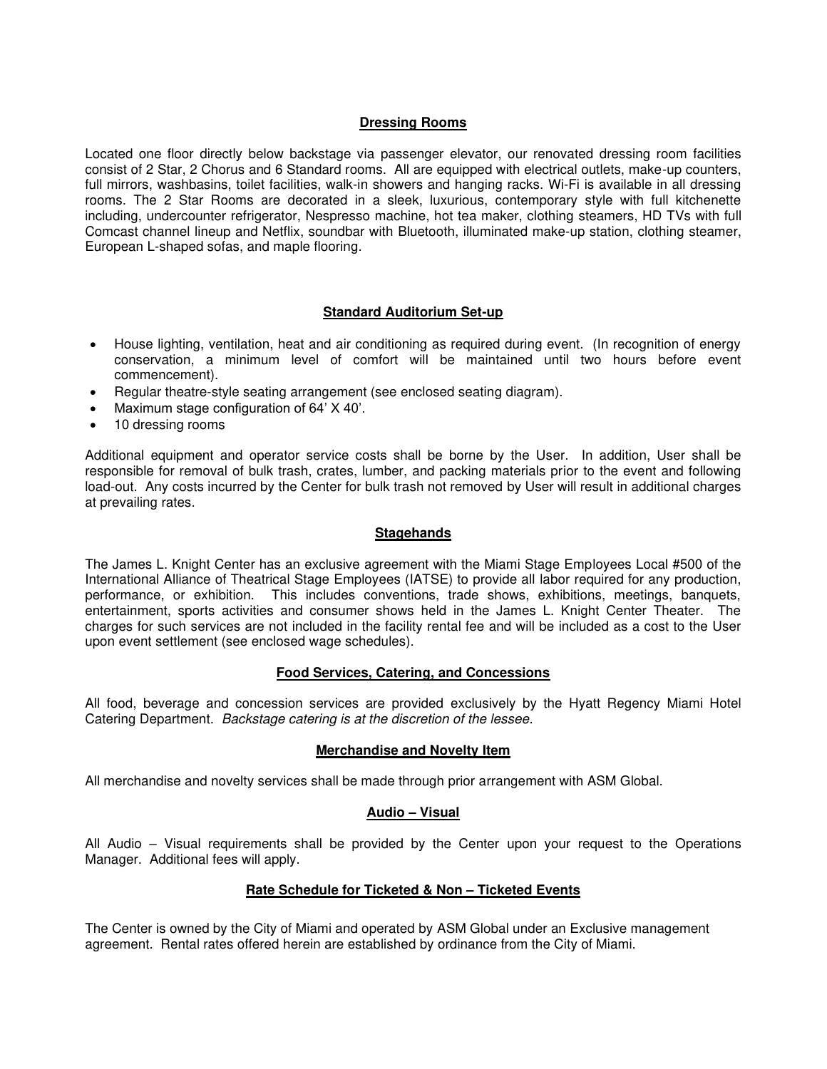## Dressing Rooms

Located one floor directly below backstage via passenger elevator, our renovated dressing room facilities consist of 2 Star, 2 Chorus and 6 Standard rooms. All are equipped with electrical outlets, make-up counters, full mirrors, washbasins, toilet facilities, walk-in showers and hanging racks. Wi-Fi is available in all dressing rooms. The 2 Star Rooms are decorated in a sleek, luxurious, contemporary style with full kitchenette including, undercounter refrigerator, Nespresso machine, hot tea maker, clothing steamers, HD TVs with full Comcast channel lineup and Netflix, soundbar with Bluetooth, illuminated make-up station, clothing steamer, European L-shaped sofas, and maple flooring.

## Standard Auditorium Set-up

- House lighting, ventilation, heat and air conditioning as required during event. (In recognition of energy conservation, a minimum level of comfort will be maintained until two hours before event commencement).
- Regular theatre-style seating arrangement (see enclosed seating diagram).
- Maximum stage configuration of 64' X 40'.
- 10 dressing rooms

Additional equipment and operator service costs shall be borne by the User. In addition, User shall be responsible for removal of bulk trash, crates, lumber, and packing materials prior to the event and following load-out. Any costs incurred by the Center for bulk trash not removed by User will result in additional charges at prevailing rates.

## Stagehands

The James L. Knight Center has an exclusive agreement with the Miami Stage Employees Local #500 of the International Alliance of Theatrical Stage Employees (IATSE) to provide all labor required for any production, performance, or exhibition. This includes conventions, trade shows, exhibitions, meetings, banquets, entertainment, sports activities and consumer shows held in the James L. Knight Center Theater. The charges for such services are not included in the facility rental fee and will be included as a cost to the User upon event settlement (see enclosed wage schedules).

## Food Services, Catering, and Concessions

All food, beverage and concession services are provided exclusively by the Hyatt Regency Miami Hotel Catering Department. *Backstage catering is at the discretion of the lessee.*

## Merchandise and Novelty Item

All merchandise and novelty services shall be made through prior arrangement with ASM Global.

## Audio – Visual

All Audio – Visual requirements shall be provided by the Center upon your request to the Operations Manager. Additional fees will apply.

## Rate Schedule for Ticketed & Non – Ticketed Events

The Center is owned by the City of Miami and operated by ASM Global under an Exclusive management agreement. Rental rates offered herein are established by ordinance from the City of Miami.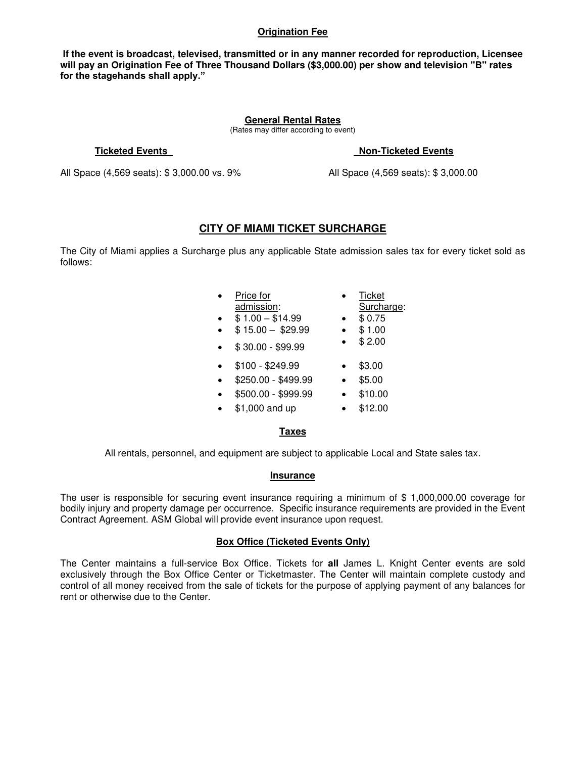## Origination Fee

**If the event is broadcast, televised, transmitted or in any manner recorded for reproduction, Licensee will pay an Origination Fee of Three Thousand Dollars ($3,000.00) per show and television "B" rates for the stagehands shall apply."**

## General Rental Rates

(Rates may differ according to event)

| Ticketed Events | Non-Ticketed Events |
|---|---|
| All Space (4,569 seats): $ 3,000.00 vs. 9% | All Space (4,569 seats): $ 3,000.00 |

## CITY OF MIAMI TICKET SURCHARGE

The City of Miami applies a Surcharge plus any applicable State admission sales tax for every ticket sold as follows:

| Price for admission: | Ticket Surcharge: |
|---|---|
| $ 1.00 – $14.99 | $ 0.75 |
| $ 15.00 – $29.99 | $ 1.00 |
| $ 30.00 - $99.99 | $ 2.00 |
| $100 - $249.99 | $3.00 |
| $250.00 - $499.99 | $5.00 |
| $500.00 - $999.99 | $10.00 |
| $1,000 and up | $12.00 |

### Taxes

All rentals, personnel, and equipment are subject to applicable Local and State sales tax.

### Insurance

The user is responsible for securing event insurance requiring a minimum of $ 1,000,000.00 coverage for bodily injury and property damage per occurrence. Specific insurance requirements are provided in the Event Contract Agreement. ASM Global will provide event insurance upon request.

### Box Office (Ticketed Events Only)

The Center maintains a full-service Box Office. Tickets for **all** James L. Knight Center events are sold exclusively through the Box Office Center or Ticketmaster. The Center will maintain complete custody and control of all money received from the sale of tickets for the purpose of applying payment of any balances for rent or otherwise due to the Center.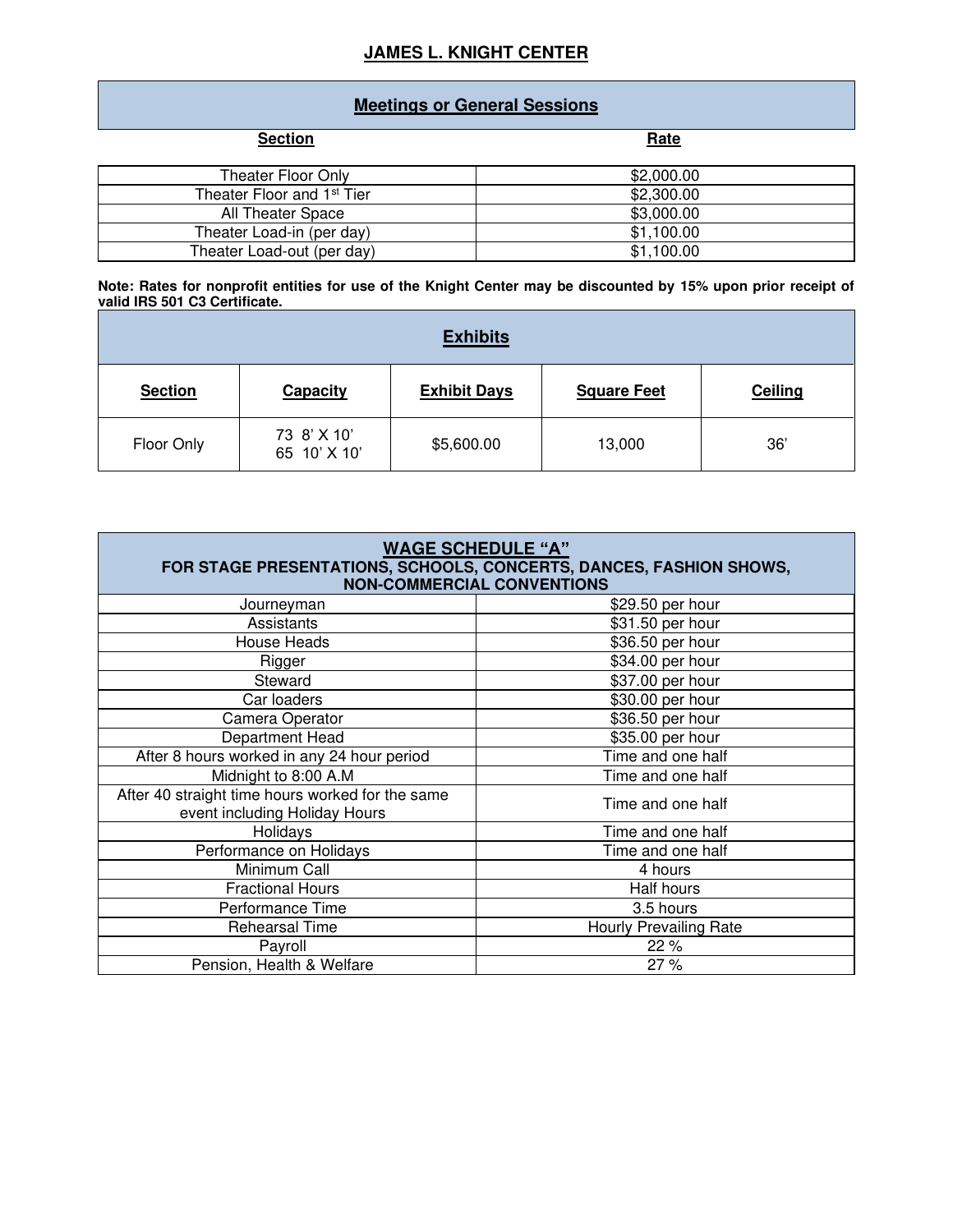## JAMES L. KNIGHT CENTER

### Meetings or General Sessions

| Section | Rate |
|---|---|
| Theater Floor Only | $2,000.00 |
| Theater Floor and 1st Tier | $2,300.00 |
| All Theater Space | $3,000.00 |
| Theater Load-in (per day) | $1,100.00 |
| Theater Load-out (per day) | $1,100.00 |

**Note: Rates for nonprofit entities for use of the Knight Center may be discounted by 15% upon prior receipt of valid IRS 501 C3 Certificate.**

### Exhibits

| Section | Capacity | Exhibit Days | Square Feet | Ceiling |
|---|---|---|---|---|
| Floor Only | 73 8' X 10'<br>65 10' X 10' | $5,600.00 | 13,000 | 36' |

| WAGE SCHEDULE "A"<br>FOR STAGE PRESENTATIONS, SCHOOLS, CONCERTS, DANCES, FASHION SHOWS, NON-COMMERCIAL CONVENTIONS | |
|---|---|
| Journeyman | $29.50 per hour |
| Assistants | $31.50 per hour |
| House Heads | $36.50 per hour |
| Rigger | $34.00 per hour |
| Steward | $37.00 per hour |
| Car loaders | $30.00 per hour |
| Camera Operator | $36.50 per hour |
| Department Head | $35.00 per hour |
| After 8 hours worked in any 24 hour period | Time and one half |
| Midnight to 8:00 A.M | Time and one half |
| After 40 straight time hours worked for the same event including Holiday Hours | Time and one half |
| Holidays | Time and one half |
| Performance on Holidays | Time and one half |
| Minimum Call | 4 hours |
| Fractional Hours | Half hours |
| Performance Time | 3.5 hours |
| Rehearsal Time | Hourly Prevailing Rate |
| Payroll | 22 % |
| Pension, Health & Welfare | 27 % |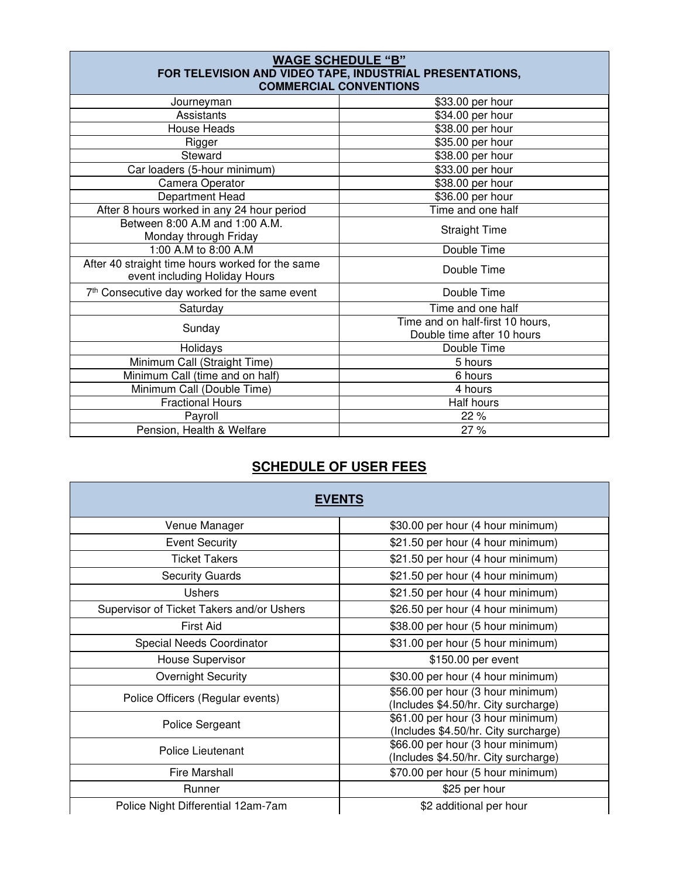| **WAGE SCHEDULE "B"** **FOR TELEVISION AND VIDEO TAPE, INDUSTRIAL PRESENTATIONS, COMMERCIAL CONVENTIONS** | |
|---|---|
| Journeyman | $33.00 per hour |
| Assistants | $34.00 per hour |
| House Heads | $38.00 per hour |
| Rigger | $35.00 per hour |
| Steward | $38.00 per hour |
| Car loaders (5-hour minimum) | $33.00 per hour |
| Camera Operator | $38.00 per hour |
| Department Head | $36.00 per hour |
| After 8 hours worked in any 24 hour period | Time and one half |
| Between 8:00 A.M and 1:00 A.M. Monday through Friday | Straight Time |
| 1:00 A.M to 8:00 A.M | Double Time |
| After 40 straight time hours worked for the same event including Holiday Hours | Double Time |
| 7th Consecutive day worked for the same event | Double Time |
| Saturday | Time and one half |
| Sunday | Time and on half-first 10 hours, Double time after 10 hours |
| Holidays | Double Time |
| Minimum Call (Straight Time) | 5 hours |
| Minimum Call (time and on half) | 6 hours |
| Minimum Call (Double Time) | 4 hours |
| Fractional Hours | Half hours |
| Payroll | 22 % |
| Pension, Health & Welfare | 27 % |

## SCHEDULE OF USER FEES

| **EVENTS** | |
|---|---|
| Venue Manager | $30.00 per hour (4 hour minimum) |
| Event Security | $21.50 per hour (4 hour minimum) |
| Ticket Takers | $21.50 per hour (4 hour minimum) |
| Security Guards | $21.50 per hour (4 hour minimum) |
| Ushers | $21.50 per hour (4 hour minimum) |
| Supervisor of Ticket Takers and/or Ushers | $26.50 per hour (4 hour minimum) |
| First Aid | $38.00 per hour (5 hour minimum) |
| Special Needs Coordinator | $31.00 per hour (5 hour minimum) |
| House Supervisor | $150.00 per event |
| Overnight Security | $30.00 per hour (4 hour minimum) |
| Police Officers (Regular events) | $56.00 per hour (3 hour minimum) (Includes $4.50/hr. City surcharge) |
| Police Sergeant | $61.00 per hour (3 hour minimum) (Includes $4.50/hr. City surcharge) |
| Police Lieutenant | $66.00 per hour (3 hour minimum) (Includes $4.50/hr. City surcharge) |
| Fire Marshall | $70.00 per hour (5 hour minimum) |
| Runner | $25 per hour |
| Police Night Differential 12am-7am | $2 additional per hour |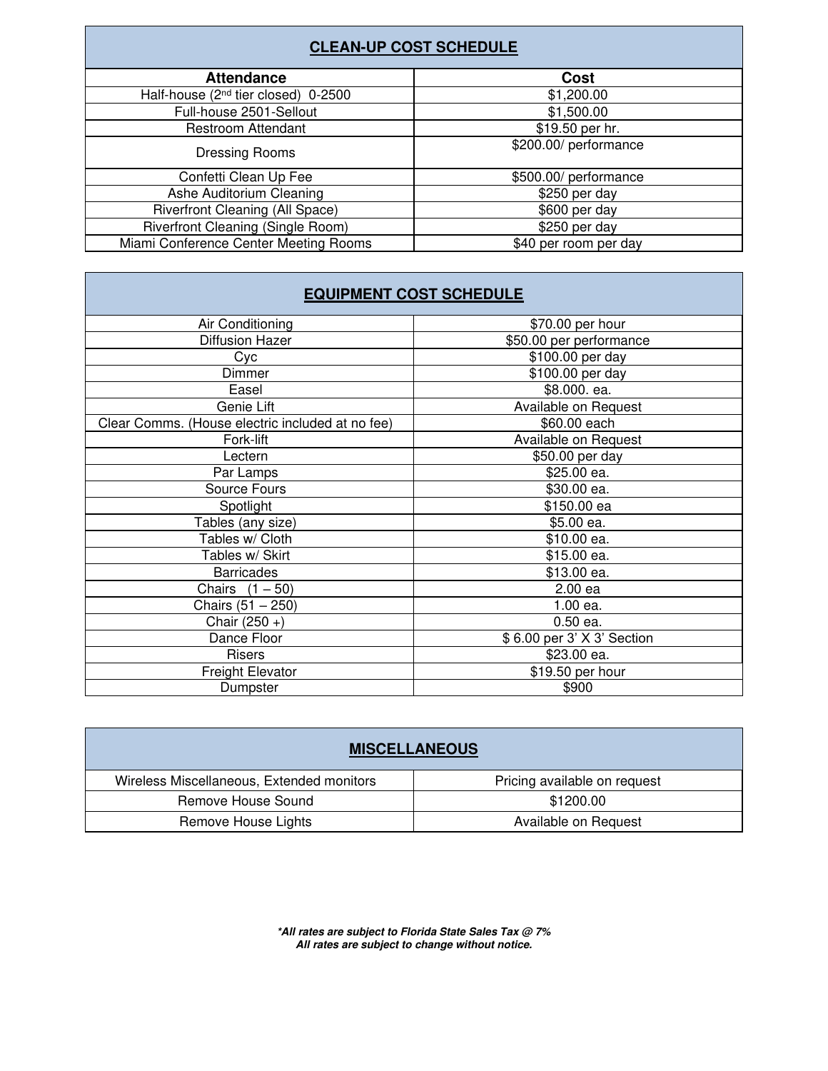| **CLEAN-UP COST SCHEDULE** | |
|---|---|
| **Attendance** | **Cost** |
| Half-house (2nd tier closed) 0-2500 | $1,200.00 |
| Full-house 2501-Sellout | $1,500.00 |
| Restroom Attendant | $19.50 per hr. |
| Dressing Rooms | $200.00/ performance |
| Confetti Clean Up Fee | $500.00/ performance |
| Ashe Auditorium Cleaning | $250 per day |
| Riverfront Cleaning (All Space) | $600 per day |
| Riverfront Cleaning (Single Room) | $250 per day |
| Miami Conference Center Meeting Rooms | $40 per room per day |

| **EQUIPMENT COST SCHEDULE** | |
|---|---|
| Air Conditioning | $70.00 per hour |
| Diffusion Hazer | $50.00 per performance |
| Cyc | $100.00 per day |
| Dimmer | $100.00 per day |
| Easel | $8.000. ea. |
| Genie Lift | Available on Request |
| Clear Comms. (House electric included at no fee) | $60.00 each |
| Fork-lift | Available on Request |
| Lectern | $50.00 per day |
| Par Lamps | $25.00 ea. |
| Source Fours | $30.00 ea. |
| Spotlight | $150.00 ea |
| Tables (any size) | $5.00 ea. |
| Tables w/ Cloth | $10.00 ea. |
| Tables w/ Skirt | $15.00 ea. |
| Barricades | $13.00 ea. |
| Chairs (1 – 50) | 2.00 ea |
| Chairs (51 – 250) | 1.00 ea. |
| Chair (250 +) | 0.50 ea. |
| Dance Floor | $ 6.00 per 3' X 3' Section |
| Risers | $23.00 ea. |
| Freight Elevator | $19.50 per hour |
| Dumpster | $900 |

| **MISCELLANEOUS** | |
|---|---|
| Wireless Miscellaneous, Extended monitors | Pricing available on request |
| Remove House Sound | $1200.00 |
| Remove House Lights | Available on Request |

***All rates are subject to Florida State Sales Tax @ 7%***
***All rates are subject to change without notice.***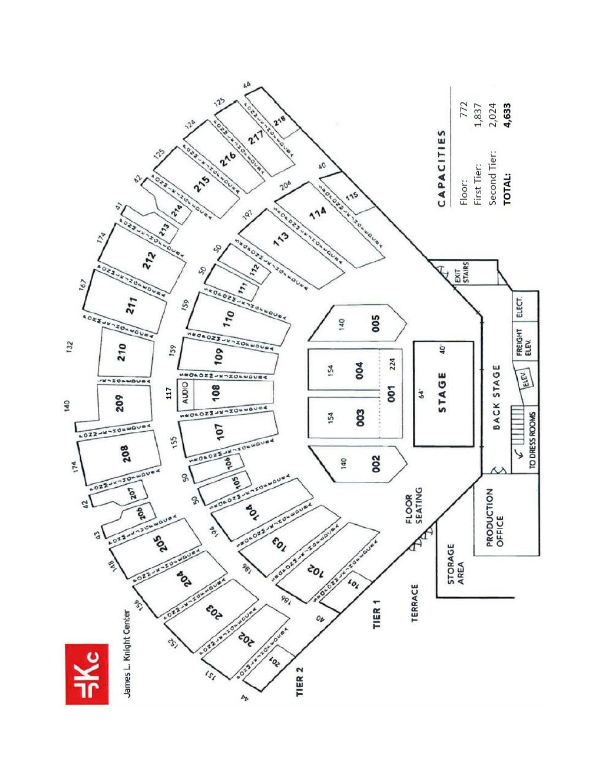James L. Knight Center

TIER 2

TIER 1

TERRACE

FLOOR SEATING

STAGE

BACK STAGE

STORAGE AREA

PRODUCTION OFFICE

TO DRESS ROOMS

ELEV.

FREIGHT ELEV.

ELECT.

EXIT STAIRS

AUDIO

## CAPACITIES

| | |
|---|---|
| Floor: | 772 |
| First Tier: | 1,837 |
| Second Tier: | 2,024 |
| **TOTAL:** | **4,633** |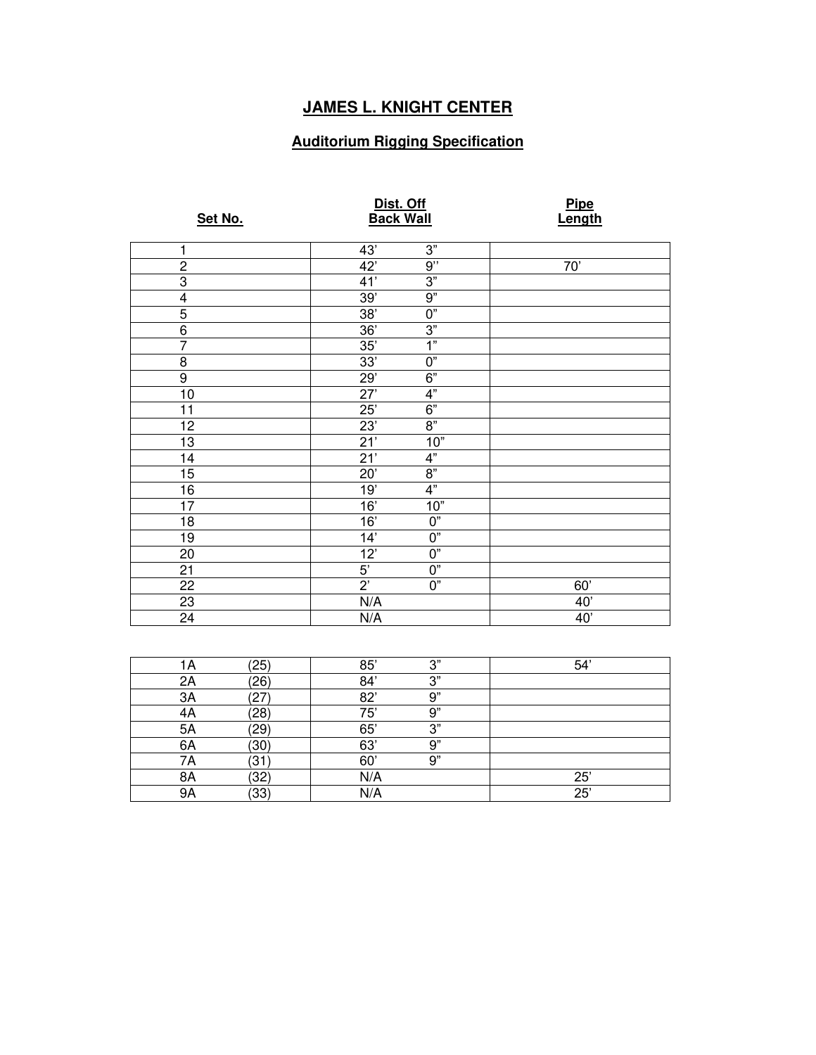# JAMES L. KNIGHT CENTER

## Auditorium Rigging Specification

| Set No. | Dist. Off Back Wall | Pipe Length |
|---|---|---|
| 1 | 43’ 3” | |
| 2 | 42’ 9’’ | 70’ |
| 3 | 41’ 3” | |
| 4 | 39’ 9” | |
| 5 | 38’ 0” | |
| 6 | 36’ 3” | |
| 7 | 35’ 1” | |
| 8 | 33’ 0” | |
| 9 | 29’ 6” | |
| 10 | 27’ 4” | |
| 11 | 25’ 6” | |
| 12 | 23’ 8” | |
| 13 | 21’ 10” | |
| 14 | 21’ 4” | |
| 15 | 20’ 8” | |
| 16 | 19’ 4” | |
| 17 | 16’ 10” | |
| 18 | 16’ 0” | |
| 19 | 14’ 0” | |
| 20 | 12’ 0” | |
| 21 | 5’ 0” | |
| 22 | 2’ 0” | 60’ |
| 23 | N/A | 40’ |
| 24 | N/A | 40’ |

| Set No. | Dist. Off Back Wall | Pipe Length |
|---|---|---|
| 1A (25) | 85’ 3” | 54’ |
| 2A (26) | 84’ 3” | |
| 3A (27) | 82’ 9” | |
| 4A (28) | 75’ 9” | |
| 5A (29) | 65’ 3” | |
| 6A (30) | 63’ 9” | |
| 7A (31) | 60’ 9” | |
| 8A (32) | N/A | 25’ |
| 9A (33) | N/A | 25’ |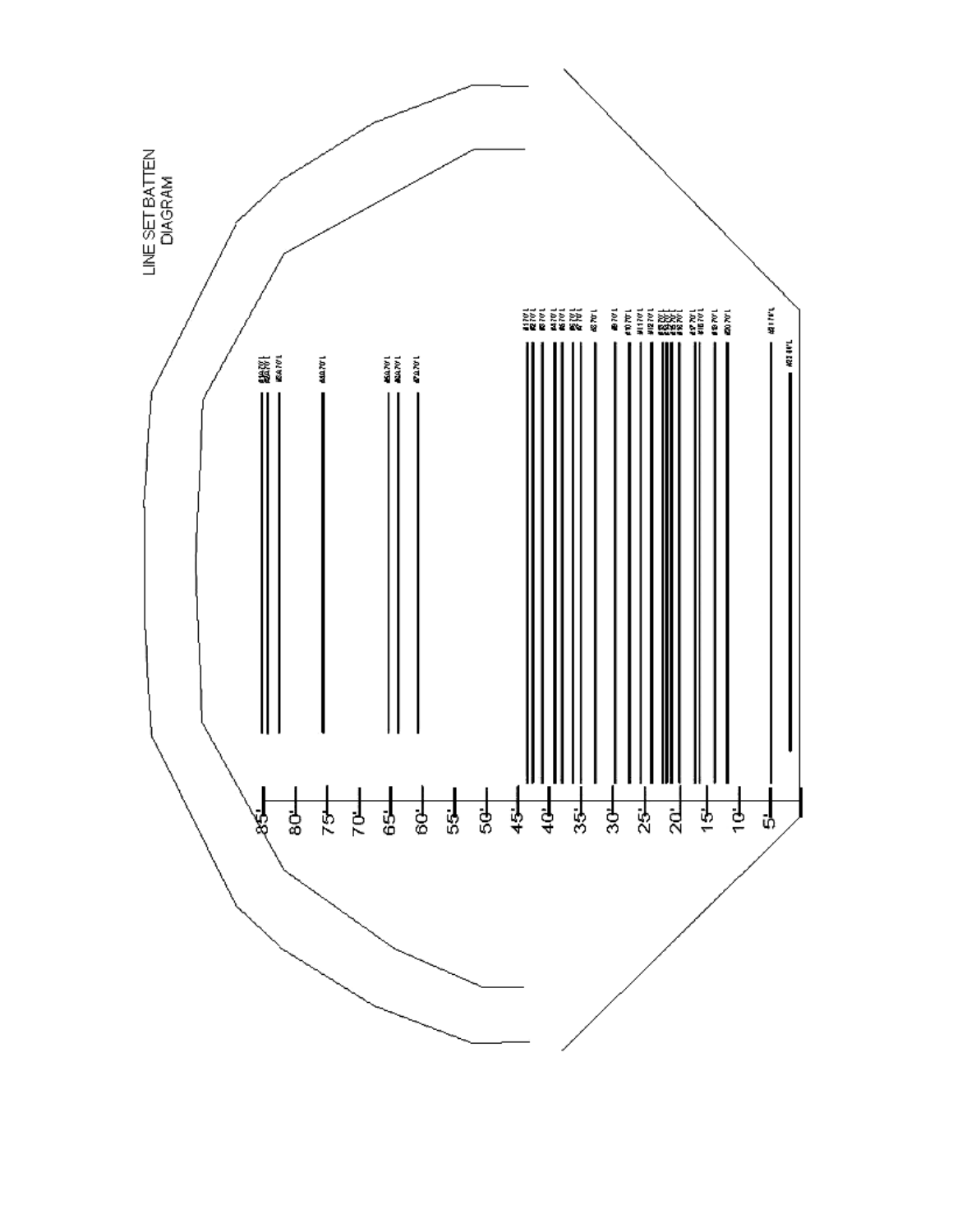LINE SET BATTEN DIAGRAM

85'
80'
75'
70'
65'
60'
55'
50'
45'
40'
35'
30'
25'
20'
15'
10'
5'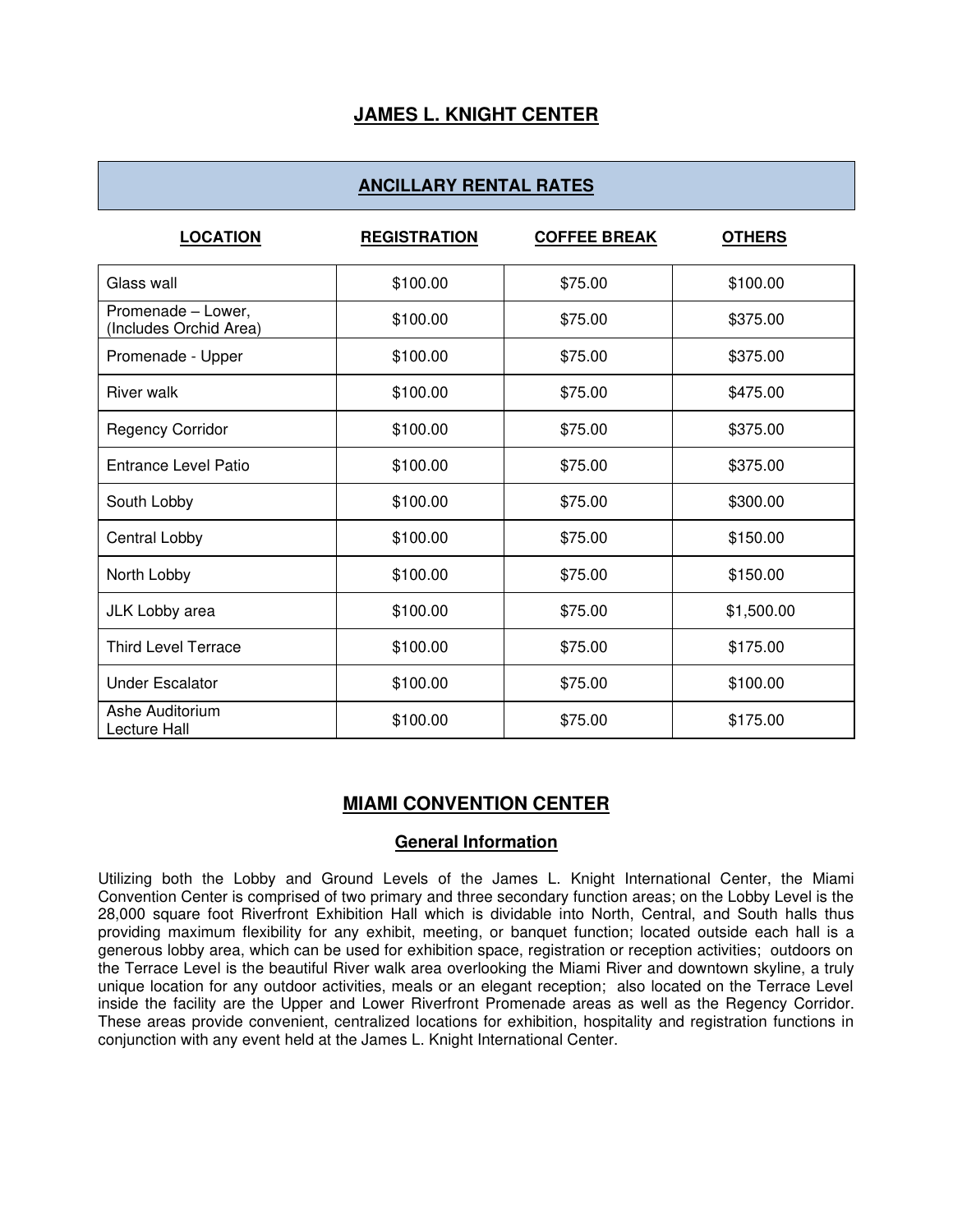## JAMES L. KNIGHT CENTER

### ANCILLARY RENTAL RATES

| LOCATION | REGISTRATION | COFFEE BREAK | OTHERS |
|---|---|---|---|
| Glass wall | $100.00 | $75.00 | $100.00 |
| Promenade – Lower, (Includes Orchid Area) | $100.00 | $75.00 | $375.00 |
| Promenade - Upper | $100.00 | $75.00 | $375.00 |
| River walk | $100.00 | $75.00 | $475.00 |
| Regency Corridor | $100.00 | $75.00 | $375.00 |
| Entrance Level Patio | $100.00 | $75.00 | $375.00 |
| South Lobby | $100.00 | $75.00 | $300.00 |
| Central Lobby | $100.00 | $75.00 | $150.00 |
| North Lobby | $100.00 | $75.00 | $150.00 |
| JLK Lobby area | $100.00 | $75.00 | $1,500.00 |
| Third Level Terrace | $100.00 | $75.00 | $175.00 |
| Under Escalator | $100.00 | $75.00 | $100.00 |
| Ashe Auditorium Lecture Hall | $100.00 | $75.00 | $175.00 |

## MIAMI CONVENTION CENTER

### General Information

Utilizing both the Lobby and Ground Levels of the James L. Knight International Center, the Miami Convention Center is comprised of two primary and three secondary function areas; on the Lobby Level is the 28,000 square foot Riverfront Exhibition Hall which is dividable into North, Central, and South halls thus providing maximum flexibility for any exhibit, meeting, or banquet function; located outside each hall is a generous lobby area, which can be used for exhibition space, registration or reception activities; outdoors on the Terrace Level is the beautiful River walk area overlooking the Miami River and downtown skyline, a truly unique location for any outdoor activities, meals or an elegant reception; also located on the Terrace Level inside the facility are the Upper and Lower Riverfront Promenade areas as well as the Regency Corridor. These areas provide convenient, centralized locations for exhibition, hospitality and registration functions in conjunction with any event held at the James L. Knight International Center.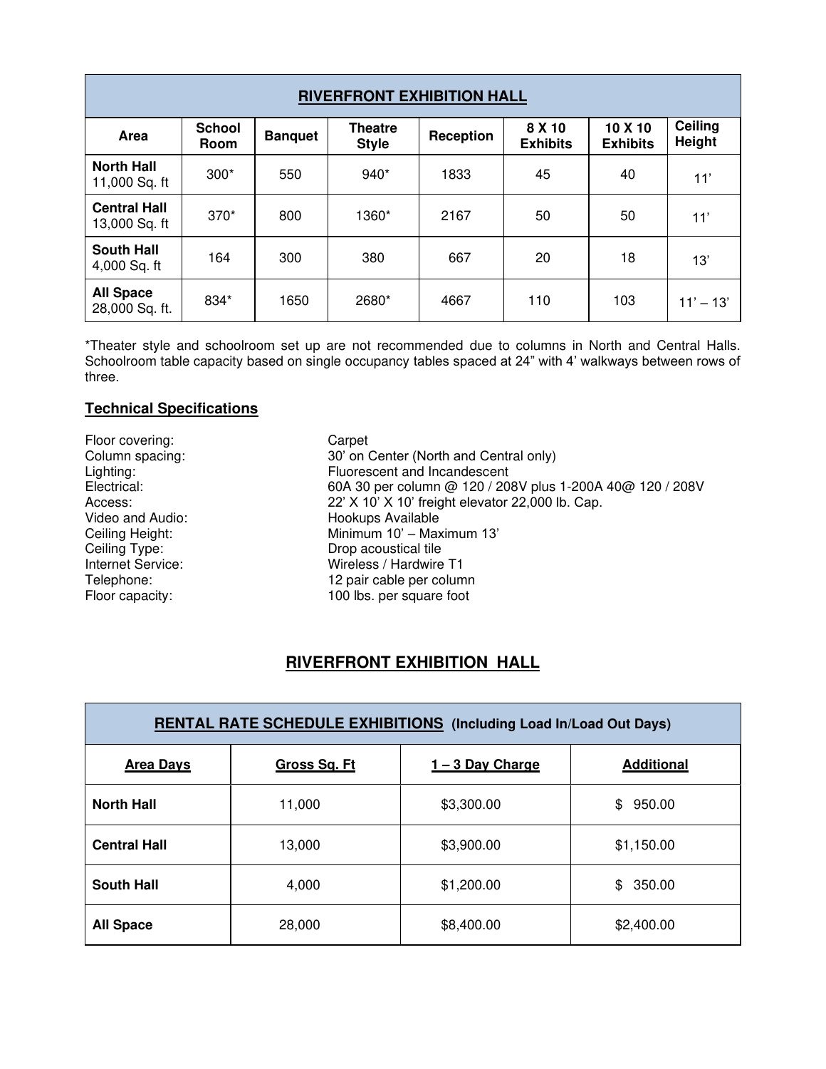| RIVERFRONT EXHIBITION HALL | | | | | | | |
|---|---|---|---|---|---|---|---|
| **Area** | **School Room** | **Banquet** | **Theatre Style** | **Reception** | **8 X 10 Exhibits** | **10 X 10 Exhibits** | **Ceiling Height** |
| **North Hall** 11,000 Sq. ft | 300* | 550 | 940* | 1833 | 45 | 40 | 11' |
| **Central Hall** 13,000 Sq. ft | 370* | 800 | 1360* | 2167 | 50 | 50 | 11' |
| **South Hall** 4,000 Sq. ft | 164 | 300 | 380 | 667 | 20 | 18 | 13' |
| **All Space** 28,000 Sq. ft. | 834* | 1650 | 2680* | 4667 | 110 | 103 | 11' – 13' |

*Theater style and schoolroom set up are not recommended due to columns in North and Central Halls. Schoolroom table capacity based on single occupancy tables spaced at 24" with 4' walkways between rows of three.

## Technical Specifications

Floor covering: Carpet
Column spacing: 30' on Center (North and Central only)
Lighting: Fluorescent and Incandescent
Electrical: 60A 30 per column @ 120 / 208V plus 1-200A 40@ 120 / 208V
Access: 22' X 10' X 10' freight elevator 22,000 lb. Cap.
Video and Audio: Hookups Available
Ceiling Height: Minimum 10' – Maximum 13'
Ceiling Type: Drop acoustical tile
Internet Service: Wireless / Hardwire T1
Telephone: 12 pair cable per column
Floor capacity: 100 lbs. per square foot

## RIVERFRONT EXHIBITION HALL

| RENTAL RATE SCHEDULE EXHIBITIONS (Including Load In/Load Out Days) | | | |
|---|---|---|---|
| **Area Days** | **Gross Sq. Ft** | **1 – 3 Day Charge** | **Additional** |
| **North Hall** | 11,000 | $3,300.00 | $ 950.00 |
| **Central Hall** | 13,000 | $3,900.00 | $1,150.00 |
| **South Hall** | 4,000 | $1,200.00 | $ 350.00 |
| **All Space** | 28,000 | $8,400.00 | $2,400.00 |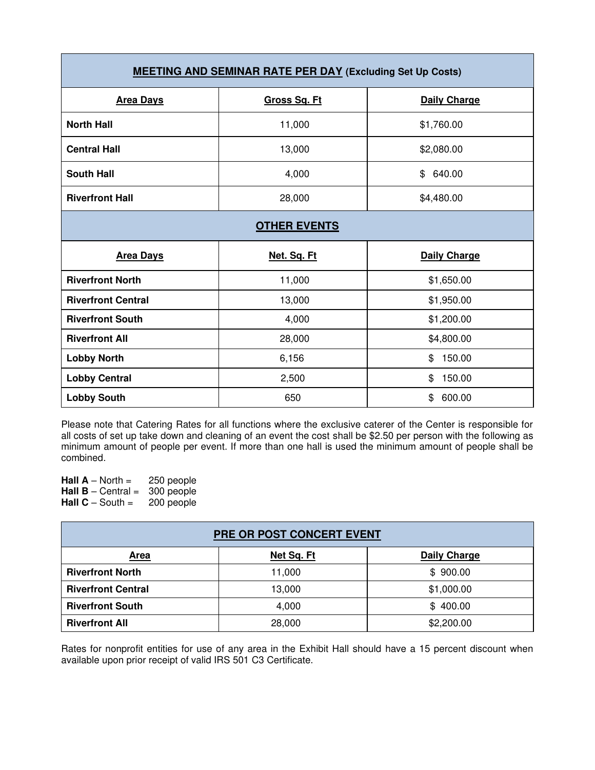| **MEETING AND SEMINAR RATE PER DAY** (Excluding Set Up Costs) | | |
|---|---|---|
| **Area Days** | **Gross Sq. Ft** | **Daily Charge** |
| **North Hall** | 11,000 | $1,760.00 |
| **Central Hall** | 13,000 | $2,080.00 |
| **South Hall** | 4,000 | $ 640.00 |
| **Riverfront Hall** | 28,000 | $4,480.00 |

| **OTHER EVENTS** | | |
|---|---|---|
| **Area Days** | **Net. Sq. Ft** | **Daily Charge** |
| **Riverfront North** | 11,000 | $1,650.00 |
| **Riverfront Central** | 13,000 | $1,950.00 |
| **Riverfront South** | 4,000 | $1,200.00 |
| **Riverfront All** | 28,000 | $4,800.00 |
| **Lobby North** | 6,156 | $ 150.00 |
| **Lobby Central** | 2,500 | $ 150.00 |
| **Lobby South** | 650 | $ 600.00 |

Please note that Catering Rates for all functions where the exclusive caterer of the Center is responsible for all costs of set up take down and cleaning of an event the cost shall be $2.50 per person with the following as minimum amount of people per event. If more than one hall is used the minimum amount of people shall be combined.

**Hall A** – North = 250 people
**Hall B** – Central = 300 people
**Hall C** – South = 200 people

| **PRE OR POST CONCERT EVENT** | | |
|---|---|---|
| **Area** | **Net Sq. Ft** | **Daily Charge** |
| **Riverfront North** | 11,000 | $ 900.00 |
| **Riverfront Central** | 13,000 | $1,000.00 |
| **Riverfront South** | 4,000 | $ 400.00 |
| **Riverfront All** | 28,000 | $2,200.00 |

Rates for nonprofit entities for use of any area in the Exhibit Hall should have a 15 percent discount when available upon prior receipt of valid IRS 501 C3 Certificate.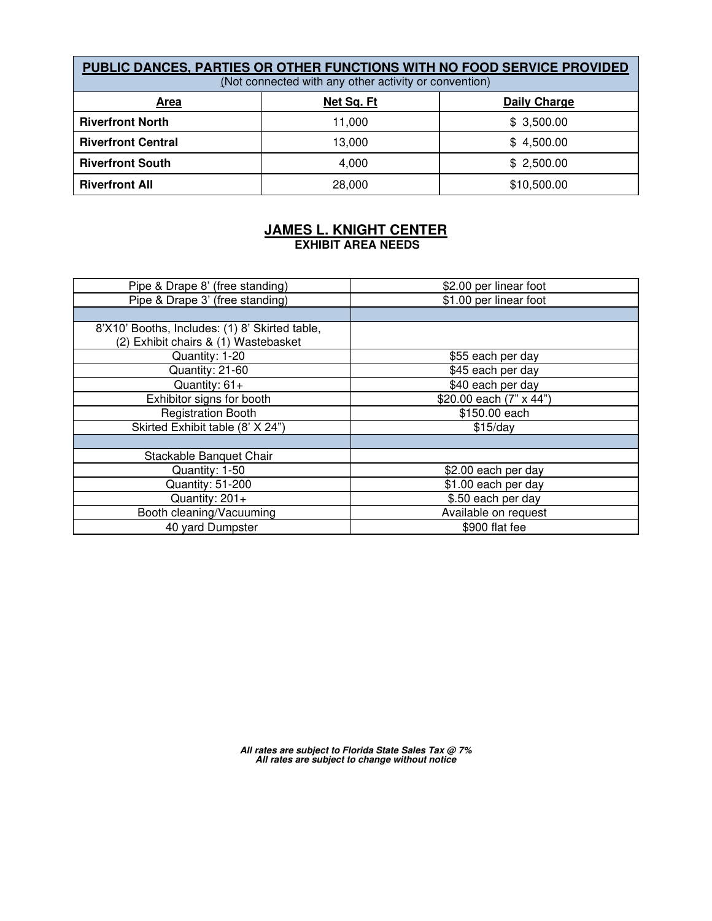| PUBLIC DANCES, PARTIES OR OTHER FUNCTIONS WITH NO FOOD SERVICE PROVIDED (Not connected with any other activity or convention) | | |
|---|---|---|
| **Area** | **Net Sq. Ft** | **Daily Charge** |
| **Riverfront North** | 11,000 | $ 3,500.00 |
| **Riverfront Central** | 13,000 | $ 4,500.00 |
| **Riverfront South** | 4,000 | $ 2,500.00 |
| **Riverfront All** | 28,000 | $10,500.00 |

## JAMES L. KNIGHT CENTER

### EXHIBIT AREA NEEDS

| Item | Rate |
|---|---|
| Pipe & Drape 8' (free standing) | $2.00 per linear foot |
| Pipe & Drape 3' (free standing) | $1.00 per linear foot |
| | |
| 8'X10' Booths, Includes: (1) 8' Skirted table, (2) Exhibit chairs & (1) Wastebasket | |
| Quantity: 1-20 | $55 each per day |
| Quantity: 21-60 | $45 each per day |
| Quantity: 61+ | $40 each per day |
| Exhibitor signs for booth | $20.00 each (7" x 44") |
| Registration Booth | $150.00 each |
| Skirted Exhibit table (8' X 24") | $15/day |
| | |
| Stackable Banquet Chair | |
| Quantity: 1-50 | $2.00 each per day |
| Quantity: 51-200 | $1.00 each per day |
| Quantity: 201+ | $.50 each per day |
| Booth cleaning/Vacuuming | Available on request |
| 40 yard Dumpster | $900 flat fee |

***All rates are subject to Florida State Sales Tax @ 7%***
***All rates are subject to change without notice***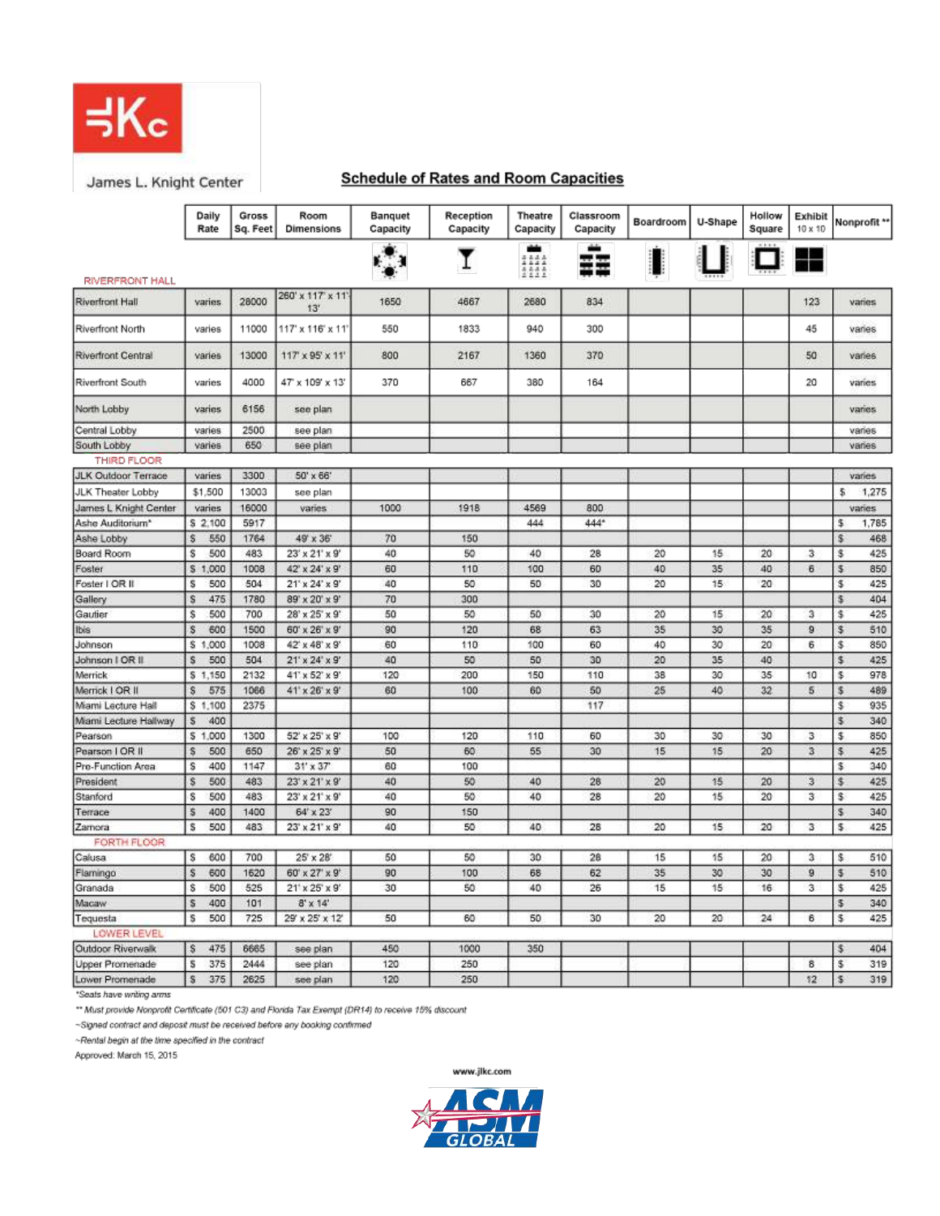James L. Knight Center

## Schedule of Rates and Room Capacities

| | Daily Rate | Gross Sq. Feet | Room Dimensions | Banquet Capacity | Reception Capacity | Theatre Capacity | Classroom Capacity | Boardroom | U-Shape | Hollow Square | Exhibit 10 x 10 | Nonprofit ** |
|---|---|---|---|---|---|---|---|---|---|---|---|---|
| **RIVERFRONT HALL** | | | | | | | | | | | | |
| Riverfront Hall | varies | 28000 | 260' x 117' x 11' 13' | 1650 | 4667 | 2680 | 834 | | | | 123 | varies |
| Riverfront North | varies | 11000 | 117' x 116' x 11' | 550 | 1833 | 940 | 300 | | | | 45 | varies |
| Riverfront Central | varies | 13000 | 117' x 95' x 11' | 800 | 2167 | 1360 | 370 | | | | 50 | varies |
| Riverfront South | varies | 4000 | 47' x 109' x 13' | 370 | 667 | 380 | 164 | | | | 20 | varies |
| North Lobby | varies | 6156 | see plan | | | | | | | | | varies |
| Central Lobby | varies | 2500 | see plan | | | | | | | | | varies |
| South Lobby | varies | 650 | see plan | | | | | | | | | varies |
| **THIRD FLOOR** | | | | | | | | | | | | |
| JLK Outdoor Terrace | varies | 3300 | 50' x 66' | | | | | | | | | varies |
| JLK Theater Lobby | $1,500 | 13003 | see plan | | | | | | | | | $ 1,275 |
| James L Knight Center | varies | 16000 | varies | 1000 | 1918 | 4569 | 800 | | | | | varies |
| Ashe Auditorium* | $ 2,100 | 5917 | | | | 444 | 444* | | | | | $ 1,785 |
| Ashe Lobby | $ 550 | 1764 | 49' x 36' | 70 | 150 | | | | | | | $ 468 |
| Board Room | $ 500 | 483 | 23' x 21' x 9' | 40 | 50 | 40 | 28 | 20 | 15 | 20 | 3 | $ 425 |
| Foster | $ 1,000 | 1008 | 42' x 24' x 9' | 60 | 110 | 100 | 60 | 40 | 35 | 40 | 6 | $ 850 |
| Foster I OR II | $ 500 | 504 | 21' x 24' x 9' | 40 | 50 | 50 | 30 | 20 | 15 | 20 | | $ 425 |
| Gallery | $ 475 | 1780 | 89' x 20' x 9' | 70 | 300 | | | | | | | $ 404 |
| Gautier | $ 500 | 700 | 28' x 25' x 9' | 50 | 50 | 50 | 30 | 20 | 15 | 20 | 3 | $ 425 |
| Ibis | $ 600 | 1500 | 60' x 26' x 9' | 90 | 120 | 68 | 63 | 35 | 30 | 35 | 9 | $ 510 |
| Johnson | $ 1,000 | 1008 | 42' x 48' x 9' | 60 | 110 | 100 | 60 | 40 | 30 | 20 | 6 | $ 850 |
| Johnson I OR II | $ 500 | 504 | 21' x 24' x 9' | 40 | 50 | 50 | 30 | 20 | 35 | 40 | | $ 425 |
| Merrick | $ 1,150 | 2132 | 41' x 52' x 9' | 120 | 200 | 150 | 110 | 38 | 30 | 35 | 10 | $ 978 |
| Merrick I OR II | $ 575 | 1066 | 41' x 26' x 9' | 60 | 100 | 60 | 50 | 25 | 40 | 32 | 5 | $ 489 |
| Miami Lecture Hall | $ 1,100 | 2375 | | | | | 117 | | | | | $ 935 |
| Miami Lecture Hallway | $ 400 | | | | | | | | | | | $ 340 |
| Pearson | $ 1,000 | 1300 | 52' x 25' x 9' | 100 | 120 | 110 | 60 | 30 | 30 | 30 | 3 | $ 850 |
| Pearson I OR II | $ 500 | 650 | 26' x 25' x 9' | 50 | 60 | 55 | 30 | 15 | 15 | 20 | 3 | $ 425 |
| Pre-Function Area | $ 400 | 1147 | 31' x 37' | 60 | 100 | | | | | | | $ 340 |
| President | $ 500 | 483 | 23' x 21' x 9' | 40 | 50 | 40 | 28 | 20 | 15 | 20 | 3 | $ 425 |
| Stanford | $ 500 | 483 | 23' x 21' x 9' | 40 | 50 | 40 | 28 | 20 | 15 | 20 | 3 | $ 425 |
| Terrace | $ 400 | 1400 | 64' x 23' | 90 | 150 | | | | | | | $ 340 |
| Zamora | $ 500 | 483 | 23' x 21' x 9' | 40 | 50 | 40 | 28 | 20 | 15 | 20 | 3 | $ 425 |
| **FORTH FLOOR** | | | | | | | | | | | | |
| Calusa | $ 600 | 700 | 25' x 28' | 50 | 50 | 30 | 28 | 15 | 15 | 20 | 3 | $ 510 |
| Flamingo | $ 600 | 1620 | 60' x 27' x 9' | 90 | 100 | 68 | 62 | 35 | 30 | 30 | 9 | $ 510 |
| Granada | $ 500 | 525 | 21' x 25' x 9' | 30 | 50 | 40 | 26 | 15 | 15 | 16 | 3 | $ 425 |
| Macaw | $ 400 | 101 | 8' x 14' | | | | | | | | | $ 340 |
| Tequesta | $ 500 | 725 | 29' x 25' x 12' | 50 | 60 | 50 | 30 | 20 | 20 | 24 | 6 | $ 425 |
| **LOWER LEVEL** | | | | | | | | | | | | |
| Outdoor Riverwalk | $ 475 | 6665 | see plan | 450 | 1000 | 350 | | | | | | $ 404 |
| Upper Promenade | $ 375 | 2444 | see plan | 120 | 250 | | | | | | 8 | $ 319 |
| Lower Promenade | $ 375 | 2625 | see plan | 120 | 250 | | | | | | 12 | $ 319 |

*Seats have writing arms

** Must provide Nonprofit Certificate (501 C3) and Florida Tax Exempt (DR14) to receive 15% discount

~Signed contract and deposit must be received before any booking confirmed

~Rental begin at the time specified in the contract

Approved: March 15, 2015

www.jlkc.com

ASM GLOBAL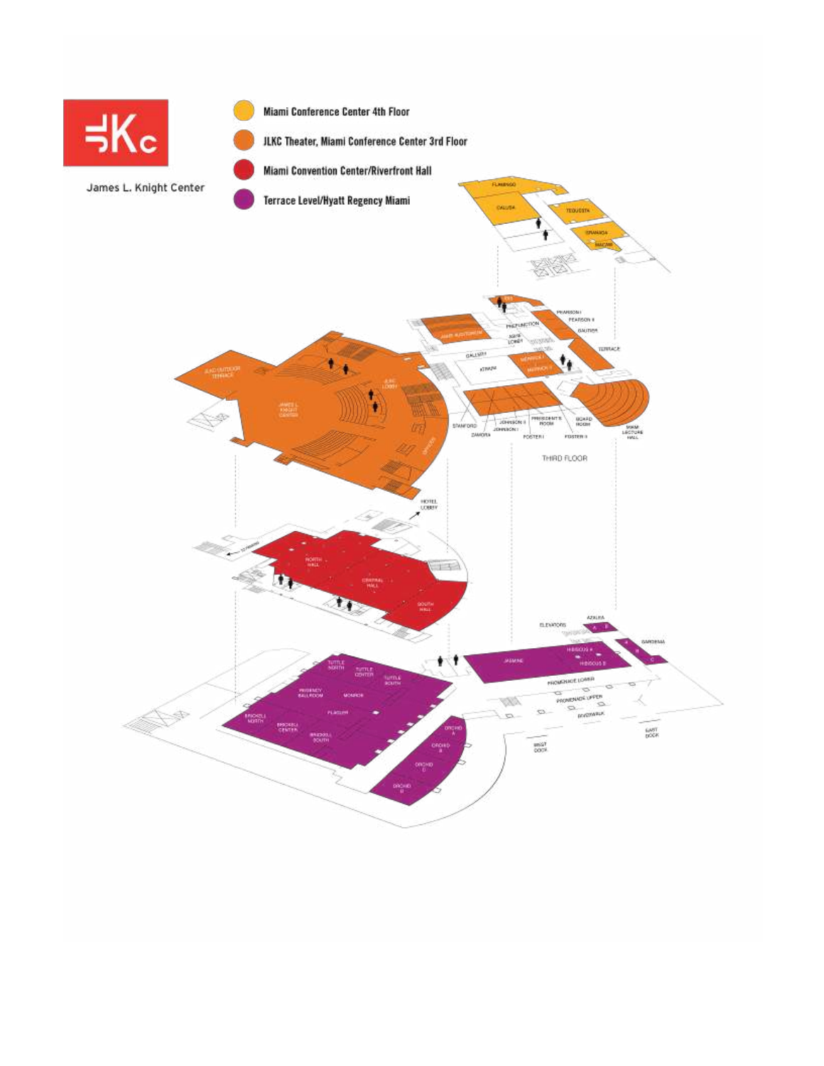James L. Knight Center

- Miami Conference Center 4th Floor
- JLKC Theater, Miami Conference Center 3rd Floor
- Miami Convention Center/Riverfront Hall
- Terrace Level/Hyatt Regency Miami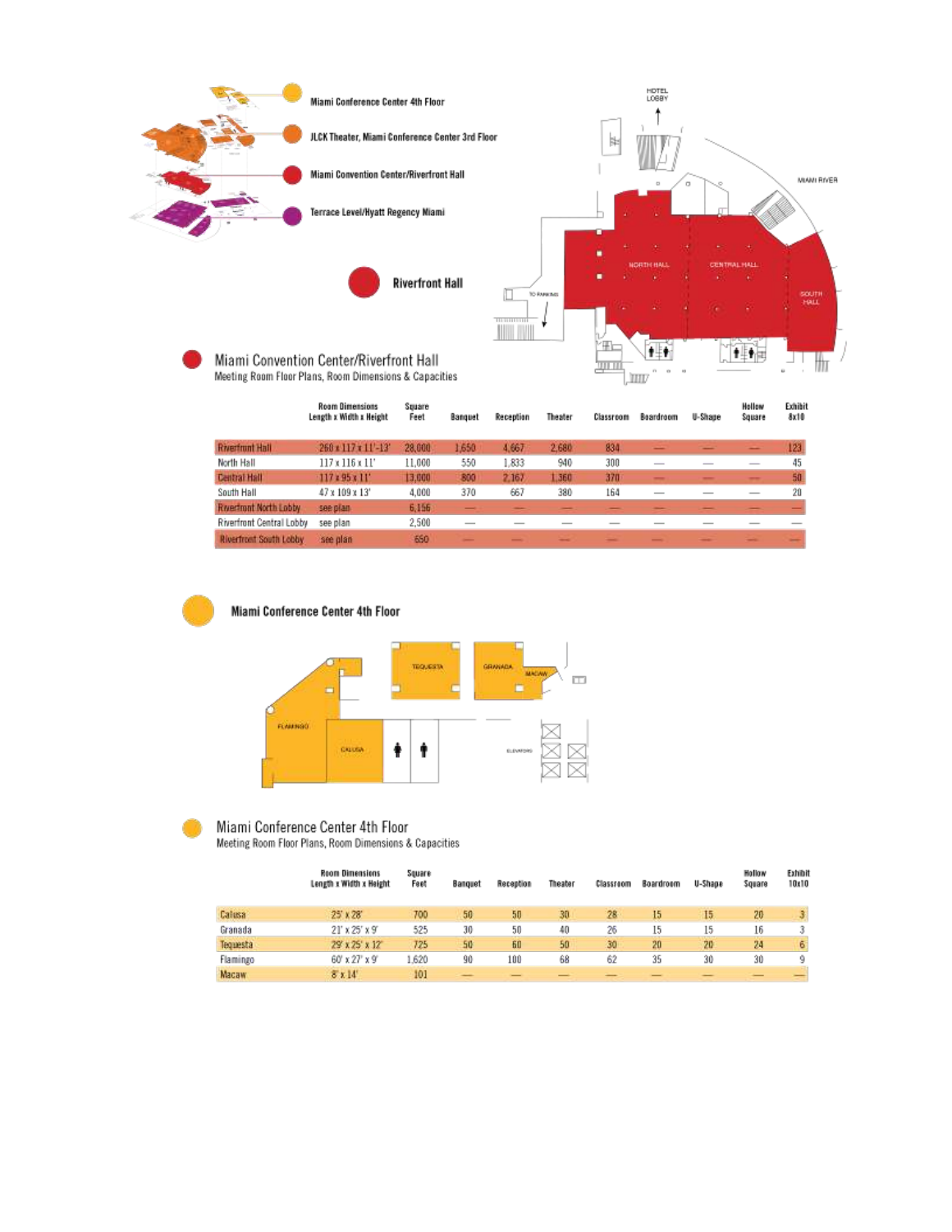Miami Conference Center 4th Floor

JLCK Theater, Miami Conference Center 3rd Floor

Miami Convention Center/Riverfront Hall

Terrace Level/Hyatt Regency Miami

Riverfront Hall

## Miami Convention Center/Riverfront Hall

Meeting Room Floor Plans, Room Dimensions & Capacities

| | Room Dimensions Length x Width x Height | Square Feet | Banquet | Reception | Theater | Classroom | Boardroom | U-Shape | Hollow Square | Exhibit 8x10 |
|---|---|---|---|---|---|---|---|---|---|---|
| Riverfront Hall | 260 x 117 x 11'-13' | 28,000 | 1,650 | 4,667 | 2,680 | 834 | — | — | — | 123 |
| North Hall | 117 x 116 x 11' | 11,000 | 550 | 1,833 | 940 | 300 | — | — | — | 45 |
| Central Hall | 117 x 95 x 11' | 13,000 | 800 | 2,167 | 1,360 | 370 | — | — | — | 50 |
| South Hall | 47 x 109 x 13' | 4,000 | 370 | 667 | 380 | 164 | — | — | — | 20 |
| Riverfront North Lobby | see plan | 6,156 | — | — | — | — | — | — | — | — |
| Riverfront Central Lobby | see plan | 2,500 | — | — | — | — | — | — | — | — |
| Riverfront South Lobby | see plan | 650 | — | — | — | — | — | — | — | — |

## Miami Conference Center 4th Floor

## Miami Conference Center 4th Floor

Meeting Room Floor Plans, Room Dimensions & Capacities

| | Room Dimensions Length x Width x Height | Square Feet | Banquet | Reception | Theater | Classroom | Boardroom | U-Shape | Hollow Square | Exhibit 10x10 |
|---|---|---|---|---|---|---|---|---|---|---|
| Calusa | 25' x 28' | 700 | 50 | 50 | 30 | 28 | 15 | 15 | 20 | 3 |
| Granada | 21' x 25' x 9' | 525 | 30 | 50 | 40 | 26 | 15 | 15 | 16 | 3 |
| Tequesta | 29' x 25' x 12' | 725 | 50 | 60 | 50 | 30 | 20 | 20 | 24 | 6 |
| Flamingo | 60' x 27' x 9' | 1,620 | 90 | 100 | 68 | 62 | 35 | 30 | 30 | 9 |
| Macaw | 8' x 14' | 101 | — | — | — | — | — | — | — | — |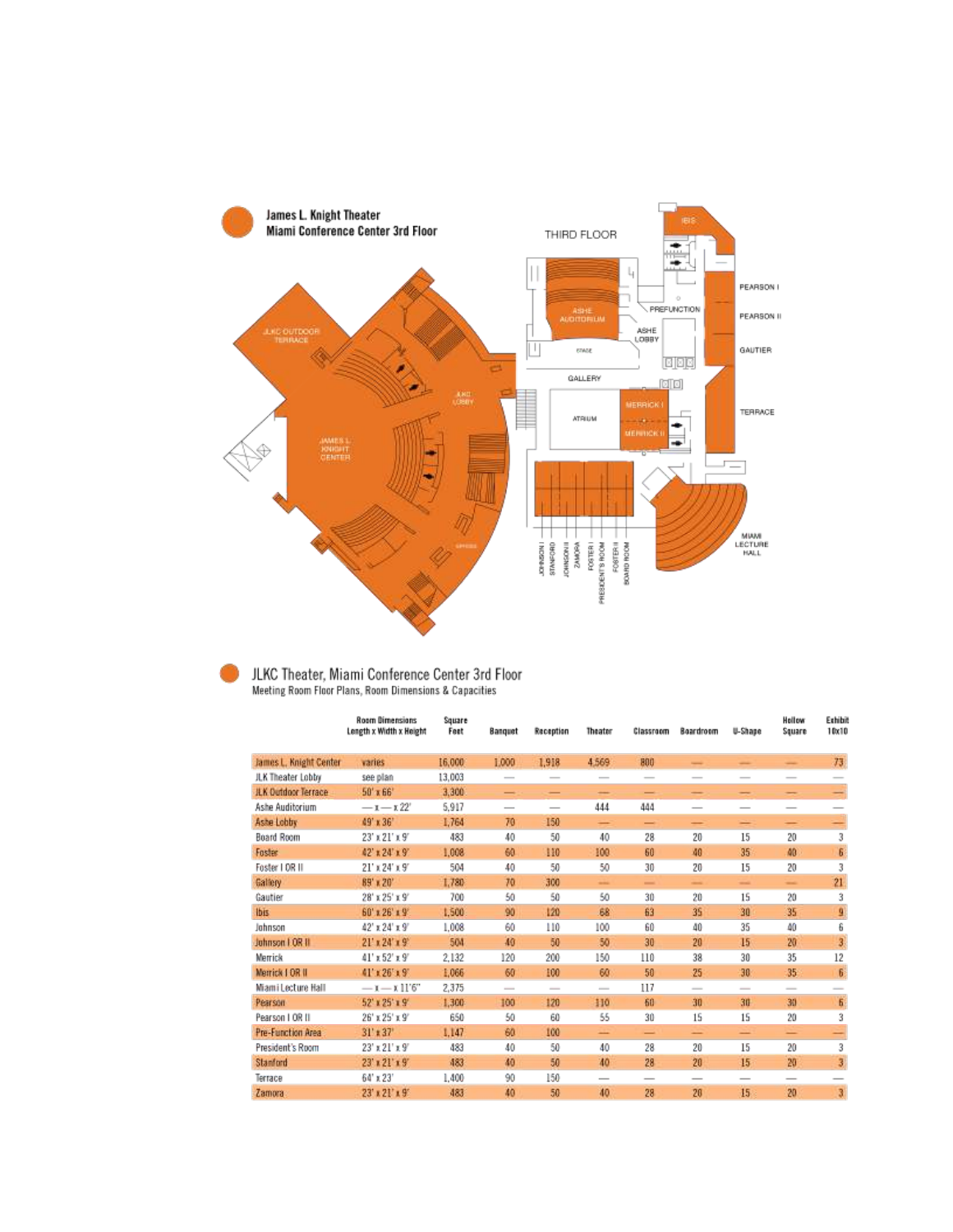## James L. Knight Theater
## Miami Conference Center 3rd Floor

THIRD FLOOR

JLKC OUTDOOR TERRACE

JAMES L. KNIGHT CENTER

JLKC LOBBY

ASHE AUDITORIUM

ASHE LOBBY

PREFUNCTION

STAGE

GALLERY

ATRIUM

MERRICK I

MERRICK II

IBIS

PEARSON I

PEARSON II

GAUTIER

TERRACE

JOHNSON I

STANFORD

JOHNSON II

ZAMORA

FOSTER I

PRESIDENT'S ROOM

FOSTER II

BOARD ROOM

MIAMI LECTURE HALL

## JLKC Theater, Miami Conference Center 3rd Floor

Meeting Room Floor Plans, Room Dimensions & Capacities

| | Room Dimensions Length x Width x Height | Square Feet | Banquet | Reception | Theater | Classroom | Boardroom | U-Shape | Hollow Square | Exhibit 10x10 |
|---|---|---|---|---|---|---|---|---|---|---|
| James L. Knight Center | varies | 16,000 | 1,000 | 1,918 | 4,569 | 800 | — | — | — | 73 |
| JLK Theater Lobby | see plan | 13,003 | — | — | — | — | — | — | — | — |
| JLK Outdoor Terrace | 50' x 66' | 3,300 | — | — | — | — | — | — | — | — |
| Ashe Auditorium | — x — x 22' | 5,917 | — | — | 444 | 444 | — | — | — | — |
| Ashe Lobby | 49' x 36' | 1,764 | 70 | 150 | — | — | — | — | — | — |
| Board Room | 23' x 21' x 9' | 483 | 40 | 50 | 40 | 28 | 20 | 15 | 20 | 3 |
| Foster | 42' x 24' x 9' | 1,008 | 60 | 110 | 100 | 60 | 40 | 35 | 40 | 6 |
| Foster I OR II | 21' x 24' x 9' | 504 | 40 | 50 | 50 | 30 | 20 | 15 | 20 | 3 |
| Gallery | 89' x 20' | 1,780 | 70 | 300 | — | — | — | — | — | 21 |
| Gautier | 28' x 25' x 9' | 700 | 50 | 50 | 50 | 30 | 20 | 15 | 20 | 3 |
| Ibis | 60' x 26' x 9' | 1,500 | 90 | 120 | 68 | 63 | 35 | 30 | 35 | 9 |
| Johnson | 42' x 24' x 9' | 1,008 | 60 | 110 | 100 | 60 | 40 | 35 | 40 | 6 |
| Johnson I OR II | 21' x 24' x 9' | 504 | 40 | 50 | 50 | 30 | 20 | 15 | 20 | 3 |
| Merrick | 41' x 52' x 9' | 2,132 | 120 | 200 | 150 | 110 | 38 | 30 | 35 | 12 |
| Merrick I OR II | 41' x 26' x 9' | 1,066 | 60 | 100 | 60 | 50 | 25 | 30 | 35 | 6 |
| Miami Lecture Hall | — x — x 11'6" | 2,375 | — | — | — | 117 | — | — | — | — |
| Pearson | 52' x 25' x 9' | 1,300 | 100 | 120 | 110 | 60 | 30 | 30 | 30 | 6 |
| Pearson I OR II | 26' x 25' x 9' | 650 | 50 | 60 | 55 | 30 | 15 | 15 | 20 | 3 |
| Pre-Function Area | 31' x 37' | 1,147 | 60 | 100 | — | — | — | — | — | — |
| President's Room | 23' x 21' x 9' | 483 | 40 | 50 | 40 | 28 | 20 | 15 | 20 | 3 |
| Stanford | 23' x 21' x 9' | 483 | 40 | 50 | 40 | 28 | 20 | 15 | 20 | 3 |
| Terrace | 64' x 23' | 1,400 | 90 | 150 | — | — | — | — | — | — |
| Zamora | 23' x 21' x 9' | 483 | 40 | 50 | 40 | 28 | 20 | 15 | 20 | 3 |